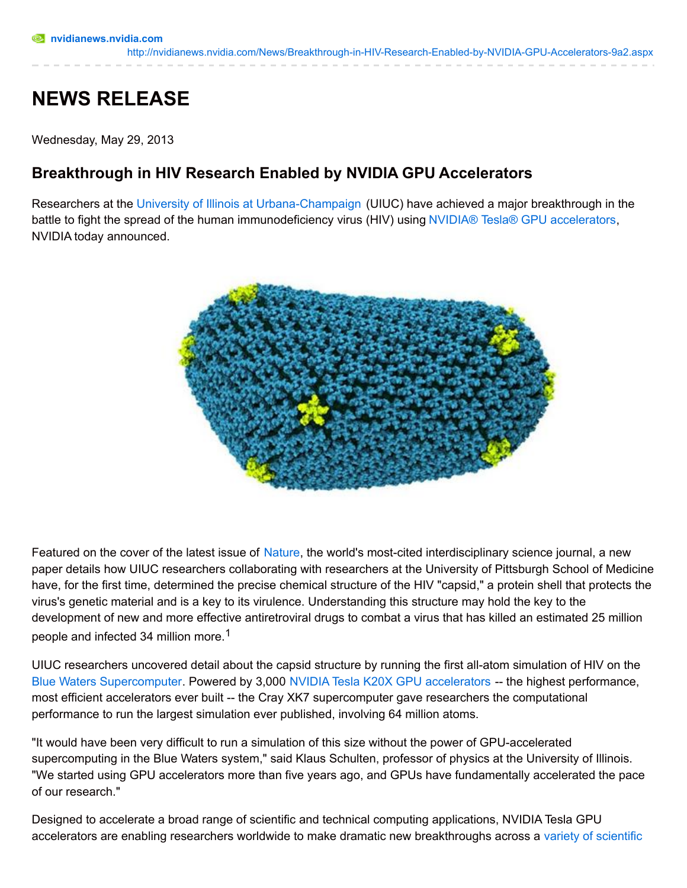nvidianews.nvidia.com

http://nvidianews.nvidia.com/News/Breakthrough-in-HIV-Research-Enabled-by-NVIDIA-GPU-Accelerators-9a2.aspx

# NEWS RELEASE

Wednesday, May 29, 2013

## Breakthrough in HIV Research Enabled by NVIDIA GPU Accelerators

Researchers at the University of Illinois at Urbana-Champaign (UIUC) have achieved a major breakthrough in the battle to fight the spread of the human immunodeficiency virus (HIV) using NVIDIA® Tesla® GPU accelerators, NVIDIA today announced.

Featured on the cover of the latest issue of Nature, the world's most-cited interdisciplinary science journal, a new paper details how UIUC researchers collaborating with researchers at the University of Pittsburgh School of Medicine have, for the first time, determined the precise chemical structure of the HIV "capsid," a protein shell that protects the virus's genetic material and is a key to its virulence. Understanding this structure may hold the key to the development of new and more effective antiretroviral drugs to combat a virus that has killed an estimated 25 million people and infected 34 million more.[1]

UIUC researchers uncovered detail about the capsid structure by running the first all-atom simulation of HIV on the Blue Waters Supercomputer. Powered by 3,000 NVIDIA Tesla K20X GPU accelerators -- the highest performance, most efficient accelerators ever built -- the Cray XK7 supercomputer gave researchers the computational performance to run the largest simulation ever published, involving 64 million atoms.

"It would have been very difficult to run a simulation of this size without the power of GPU-accelerated supercomputing in the Blue Waters system," said Klaus Schulten, professor of physics at the University of Illinois. "We started using GPU accelerators more than five years ago, and GPUs have fundamentally accelerated the pace of our research."

Designed to accelerate a broad range of scientific and technical computing applications, NVIDIA Tesla GPU accelerators are enabling researchers worldwide to make dramatic new breakthroughs across a variety of scientific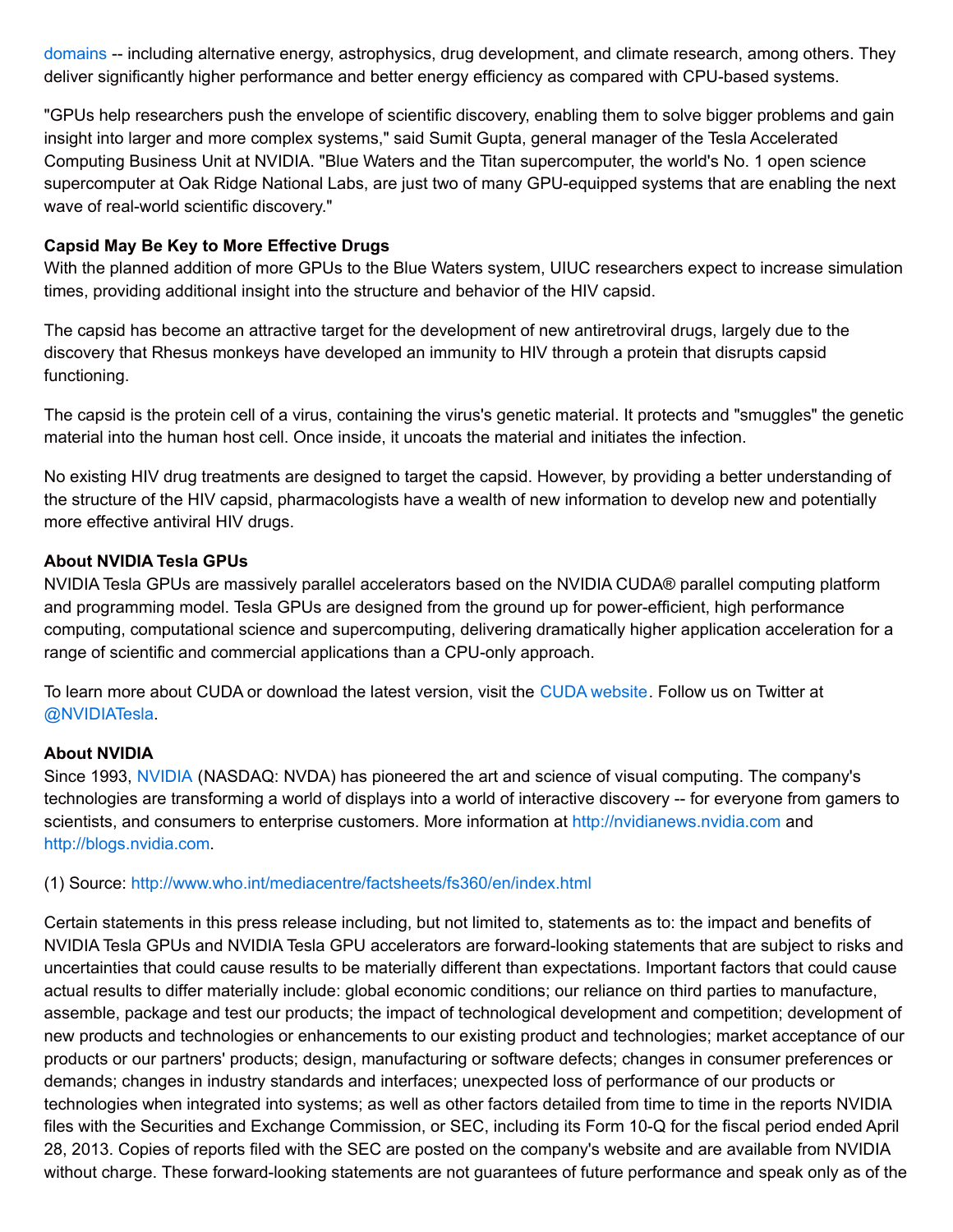domains -- including alternative energy, astrophysics, drug development, and climate research, among others. They deliver significantly higher performance and better energy efficiency as compared with CPU-based systems.

"GPUs help researchers push the envelope of scientific discovery, enabling them to solve bigger problems and gain insight into larger and more complex systems," said Sumit Gupta, general manager of the Tesla Accelerated Computing Business Unit at NVIDIA. "Blue Waters and the Titan supercomputer, the world's No. 1 open science supercomputer at Oak Ridge National Labs, are just two of many GPU-equipped systems that are enabling the next wave of real-world scientific discovery."

**Capsid May Be Key to More Effective Drugs**

With the planned addition of more GPUs to the Blue Waters system, UIUC researchers expect to increase simulation times, providing additional insight into the structure and behavior of the HIV capsid.

The capsid has become an attractive target for the development of new antiretroviral drugs, largely due to the discovery that Rhesus monkeys have developed an immunity to HIV through a protein that disrupts capsid functioning.

The capsid is the protein cell of a virus, containing the virus's genetic material. It protects and "smuggles" the genetic material into the human host cell. Once inside, it uncoats the material and initiates the infection.

No existing HIV drug treatments are designed to target the capsid. However, by providing a better understanding of the structure of the HIV capsid, pharmacologists have a wealth of new information to develop new and potentially more effective antiviral HIV drugs.

**About NVIDIA Tesla GPUs**

NVIDIA Tesla GPUs are massively parallel accelerators based on the NVIDIA CUDA® parallel computing platform and programming model. Tesla GPUs are designed from the ground up for power-efficient, high performance computing, computational science and supercomputing, delivering dramatically higher application acceleration for a range of scientific and commercial applications than a CPU-only approach.

To learn more about CUDA or download the latest version, visit the CUDA website. Follow us on Twitter at @NVIDIATesla.

**About NVIDIA**

Since 1993, NVIDIA (NASDAQ: NVDA) has pioneered the art and science of visual computing. The company's technologies are transforming a world of displays into a world of interactive discovery -- for everyone from gamers to scientists, and consumers to enterprise customers. More information at http://nvidianews.nvidia.com and http://blogs.nvidia.com.

(1) Source: http://www.who.int/mediacentre/factsheets/fs360/en/index.html

Certain statements in this press release including, but not limited to, statements as to: the impact and benefits of NVIDIA Tesla GPUs and NVIDIA Tesla GPU accelerators are forward-looking statements that are subject to risks and uncertainties that could cause results to be materially different than expectations. Important factors that could cause actual results to differ materially include: global economic conditions; our reliance on third parties to manufacture, assemble, package and test our products; the impact of technological development and competition; development of new products and technologies or enhancements to our existing product and technologies; market acceptance of our products or our partners' products; design, manufacturing or software defects; changes in consumer preferences or demands; changes in industry standards and interfaces; unexpected loss of performance of our products or technologies when integrated into systems; as well as other factors detailed from time to time in the reports NVIDIA files with the Securities and Exchange Commission, or SEC, including its Form 10-Q for the fiscal period ended April 28, 2013. Copies of reports filed with the SEC are posted on the company's website and are available from NVIDIA without charge. These forward-looking statements are not guarantees of future performance and speak only as of the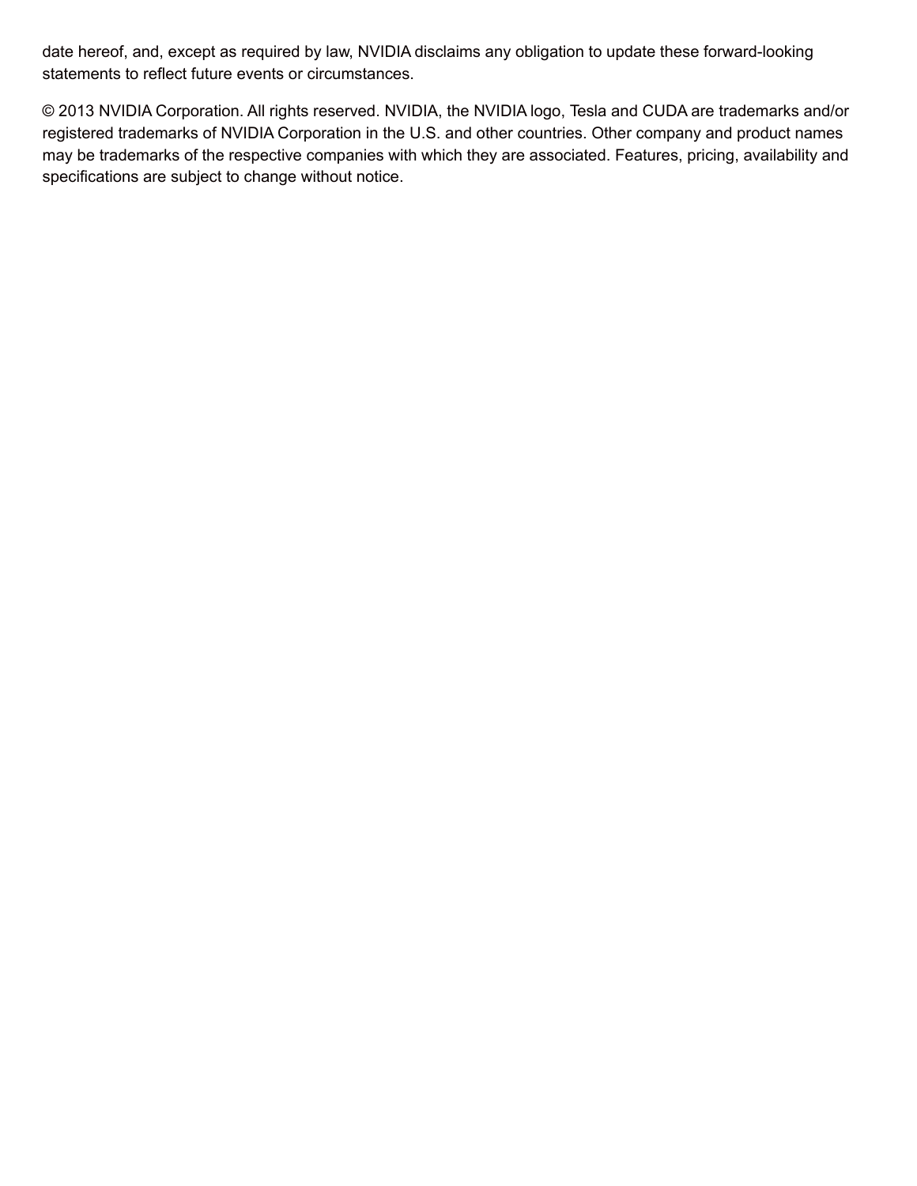date hereof, and, except as required by law, NVIDIA disclaims any obligation to update these forward-looking statements to reflect future events or circumstances.

© 2013 NVIDIA Corporation. All rights reserved. NVIDIA, the NVIDIA logo, Tesla and CUDA are trademarks and/or registered trademarks of NVIDIA Corporation in the U.S. and other countries. Other company and product names may be trademarks of the respective companies with which they are associated. Features, pricing, availability and specifications are subject to change without notice.